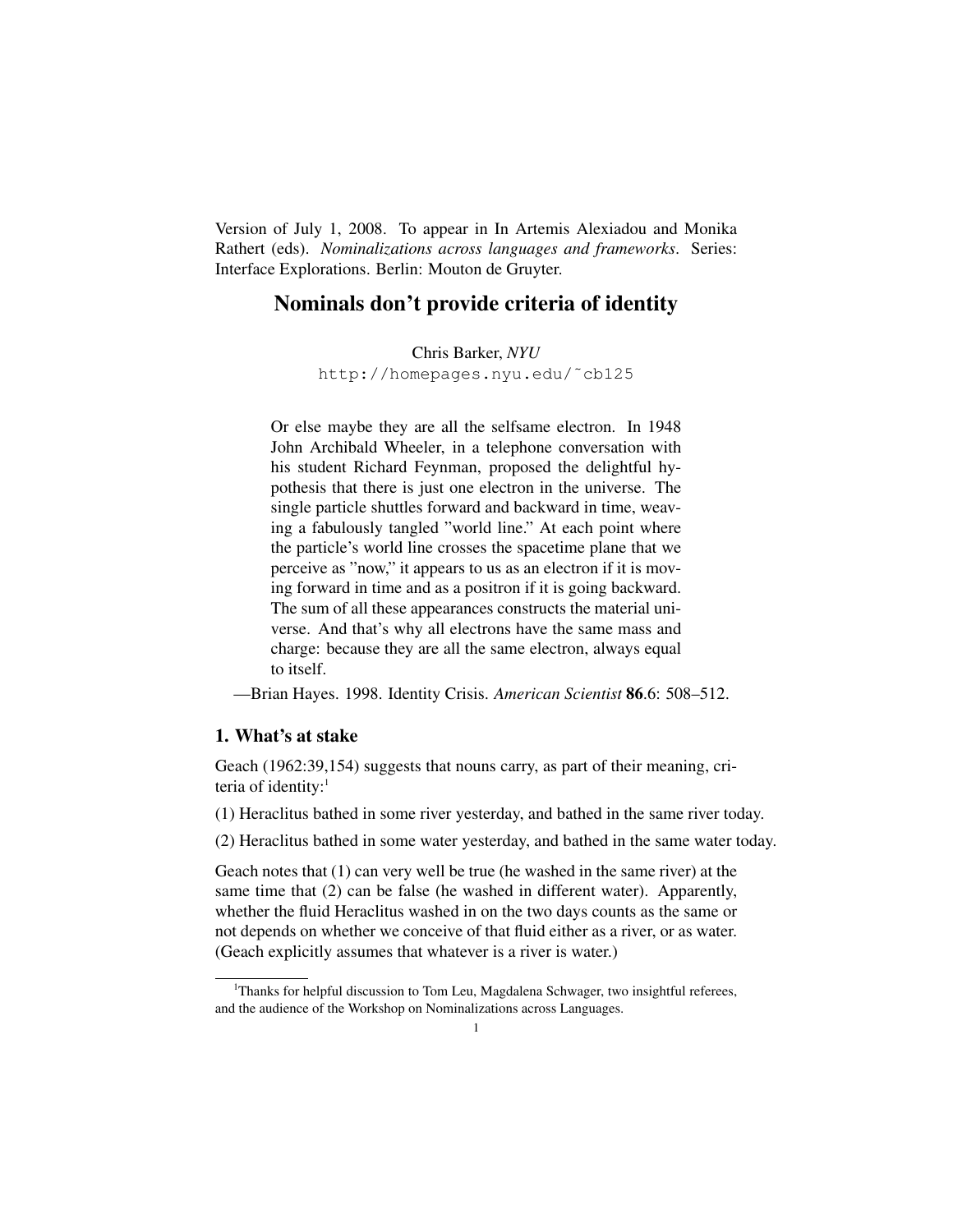Version of July 1, 2008. To appear in In Artemis Alexiadou and Monika Rathert (eds). *Nominalizations across languages and frameworks*. Series: Interface Explorations. Berlin: Mouton de Gruyter.

# Nominals don't provide criteria of identity

Chris Barker, *NYU*
http://homepages.nyu.edu/~cb125

> Or else maybe they are all the selfsame electron. In 1948 John Archibald Wheeler, in a telephone conversation with his student Richard Feynman, proposed the delightful hypothesis that there is just one electron in the universe. The single particle shuttles forward and backward in time, weaving a fabulously tangled "world line." At each point where the particle's world line crosses the spacetime plane that we perceive as "now," it appears to us as an electron if it is moving forward in time and as a positron if it is going backward. The sum of all these appearances constructs the material universe. And that's why all electrons have the same mass and charge: because they are all the same electron, always equal to itself.

—Brian Hayes. 1998. Identity Crisis. *American Scientist* **86**.6: 508–512.

## 1. What's at stake

Geach (1962:39,154) suggests that nouns carry, as part of their meaning, criteria of identity:[1]

(1) Heraclitus bathed in some river yesterday, and bathed in the same river today.

(2) Heraclitus bathed in some water yesterday, and bathed in the same water today.

Geach notes that (1) can very well be true (he washed in the same river) at the same time that (2) can be false (he washed in different water). Apparently, whether the fluid Heraclitus washed in on the two days counts as the same or not depends on whether we conceive of that fluid either as a river, or as water. (Geach explicitly assumes that whatever is a river is water.)

[1] Thanks for helpful discussion to Tom Leu, Magdalena Schwager, two insightful referees, and the audience of the Workshop on Nominalizations across Languages.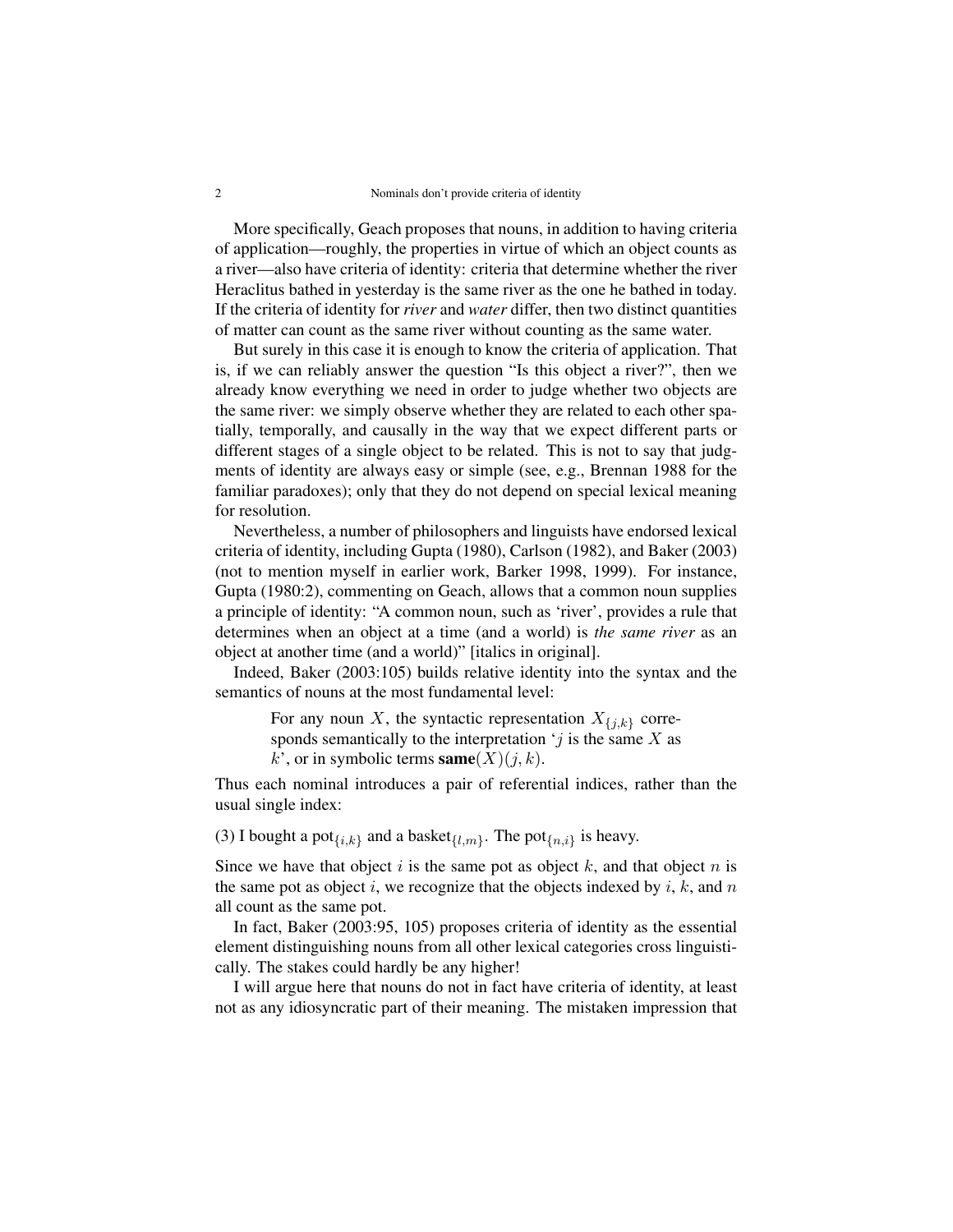More specifically, Geach proposes that nouns, in addition to having criteria of application—roughly, the properties in virtue of which an object counts as a river—also have criteria of identity: criteria that determine whether the river Heraclitus bathed in yesterday is the same river as the one he bathed in today. If the criteria of identity for *river* and *water* differ, then two distinct quantities of matter can count as the same river without counting as the same water.

But surely in this case it is enough to know the criteria of application. That is, if we can reliably answer the question "Is this object a river?", then we already know everything we need in order to judge whether two objects are the same river: we simply observe whether they are related to each other spatially, temporally, and causally in the way that we expect different parts or different stages of a single object to be related. This is not to say that judgments of identity are always easy or simple (see, e.g., Brennan 1988 for the familiar paradoxes); only that they do not depend on special lexical meaning for resolution.

Nevertheless, a number of philosophers and linguists have endorsed lexical criteria of identity, including Gupta (1980), Carlson (1982), and Baker (2003) (not to mention myself in earlier work, Barker 1998, 1999). For instance, Gupta (1980:2), commenting on Geach, allows that a common noun supplies a principle of identity: "A common noun, such as 'river', provides a rule that determines when an object at a time (and a world) is *the same river* as an object at another time (and a world)" [italics in original].

Indeed, Baker (2003:105) builds relative identity into the syntax and the semantics of nouns at the most fundamental level:

> For any noun $X$, the syntactic representation $X_{\{j,k\}}$ corresponds semantically to the interpretation '$j$ is the same $X$ as $k$', or in symbolic terms $\textbf{same}(X)(j,k)$.

Thus each nominal introduces a pair of referential indices, rather than the usual single index:

(3) I bought a pot$_{\{i,k\}}$ and a basket$_{\{l,m\}}$. The pot$_{\{n,i\}}$ is heavy.

Since we have that object $i$ is the same pot as object $k$, and that object $n$ is the same pot as object $i$, we recognize that the objects indexed by $i$, $k$, and $n$ all count as the same pot.

In fact, Baker (2003:95, 105) proposes criteria of identity as the essential element distinguishing nouns from all other lexical categories cross linguistically. The stakes could hardly be any higher!

I will argue here that nouns do not in fact have criteria of identity, at least not as any idiosyncratic part of their meaning. The mistaken impression that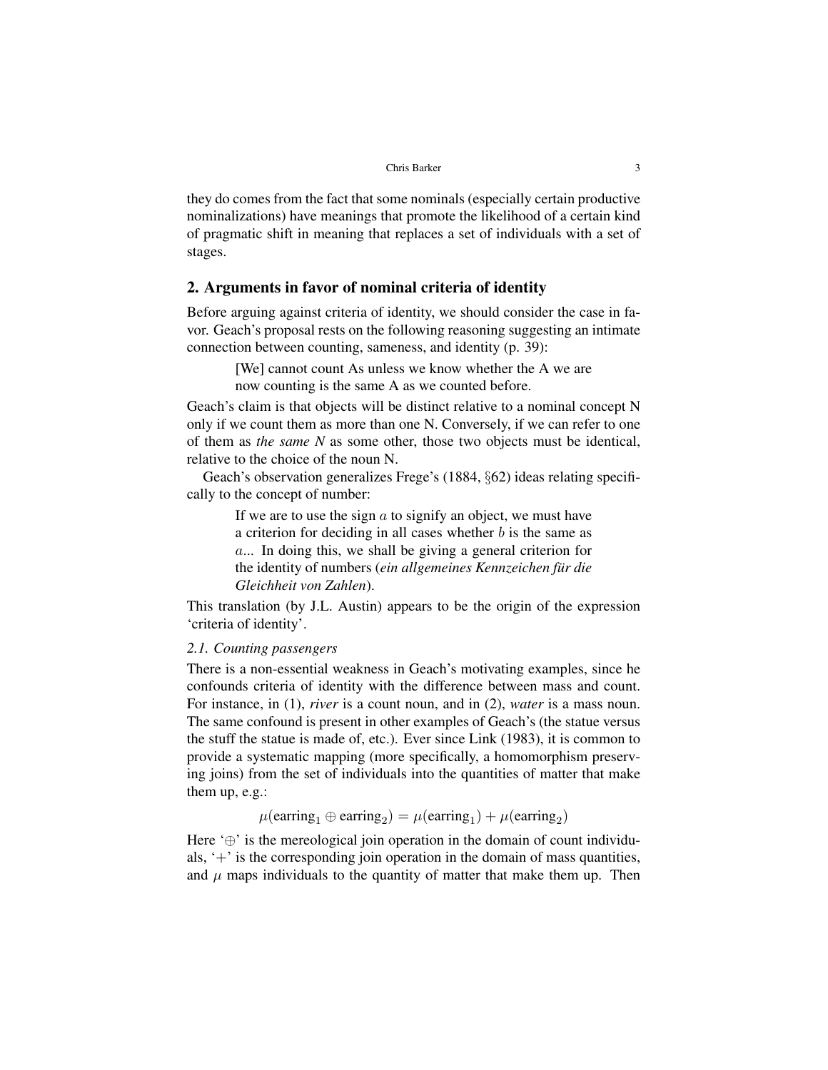they do comes from the fact that some nominals (especially certain productive nominalizations) have meanings that promote the likelihood of a certain kind of pragmatic shift in meaning that replaces a set of individuals with a set of stages.

## 2. Arguments in favor of nominal criteria of identity

Before arguing against criteria of identity, we should consider the case in favor. Geach's proposal rests on the following reasoning suggesting an intimate connection between counting, sameness, and identity (p. 39):

> [We] cannot count As unless we know whether the A we are now counting is the same A as we counted before.

Geach's claim is that objects will be distinct relative to a nominal concept N only if we count them as more than one N. Conversely, if we can refer to one of them as *the same N* as some other, those two objects must be identical, relative to the choice of the noun N.

Geach's observation generalizes Frege's (1884, §62) ideas relating specifically to the concept of number:

> If we are to use the sign $a$ to signify an object, we must have a criterion for deciding in all cases whether $b$ is the same as $a$... In doing this, we shall be giving a general criterion for the identity of numbers (*ein allgemeines Kennzeichen für die Gleichheit von Zahlen*).

This translation (by J.L. Austin) appears to be the origin of the expression 'criteria of identity'.

### *2.1. Counting passengers*

There is a non-essential weakness in Geach's motivating examples, since he confounds criteria of identity with the difference between mass and count. For instance, in (1), *river* is a count noun, and in (2), *water* is a mass noun. The same confound is present in other examples of Geach's (the statue versus the stuff the statue is made of, etc.). Ever since Link (1983), it is common to provide a systematic mapping (more specifically, a homomorphism preserving joins) from the set of individuals into the quantities of matter that make them up, e.g.:

$$\mu(\text{earring}_1 \oplus \text{earring}_2) = \mu(\text{earring}_1) + \mu(\text{earring}_2)$$

Here '$\oplus$' is the mereological join operation in the domain of count individuals, '$+$' is the corresponding join operation in the domain of mass quantities, and $\mu$ maps individuals to the quantity of matter that make them up. Then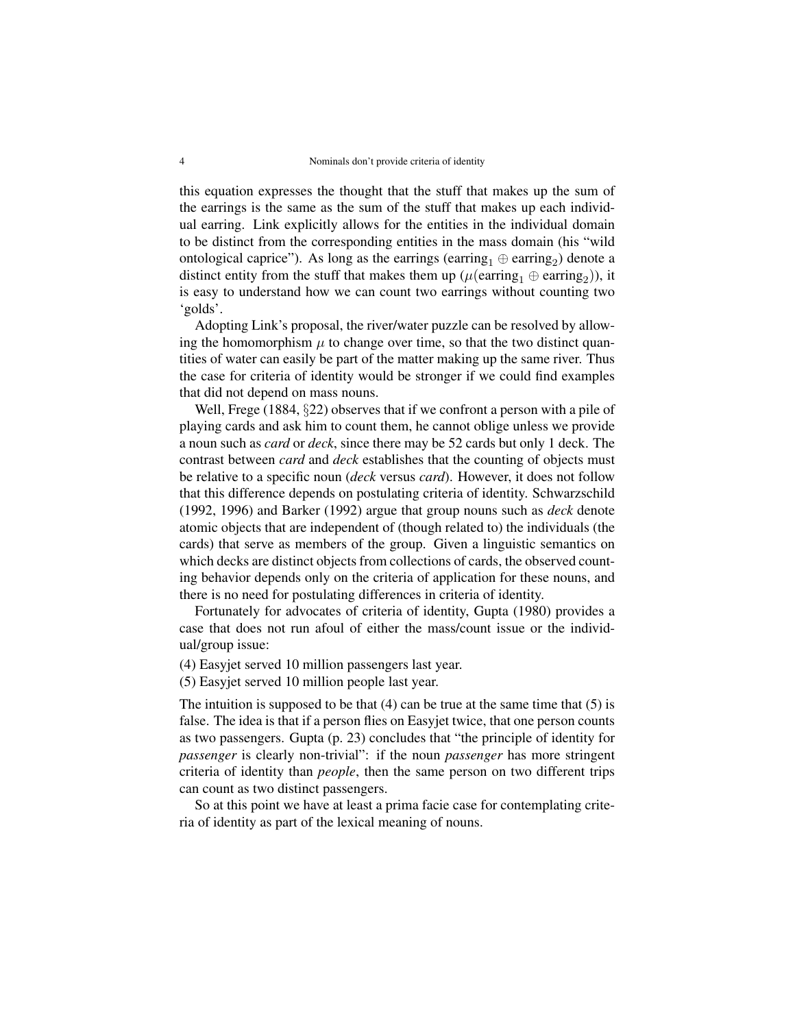this equation expresses the thought that the stuff that makes up the sum of the earrings is the same as the sum of the stuff that makes up each individual earring. Link explicitly allows for the entities in the individual domain to be distinct from the corresponding entities in the mass domain (his "wild ontological caprice"). As long as the earrings ($\text{earring}_1 \oplus \text{earring}_2$) denote a distinct entity from the stuff that makes them up ($\mu(\text{earring}_1 \oplus \text{earring}_2)$), it is easy to understand how we can count two earrings without counting two 'golds'.

Adopting Link's proposal, the river/water puzzle can be resolved by allowing the homomorphism $\mu$ to change over time, so that the two distinct quantities of water can easily be part of the matter making up the same river. Thus the case for criteria of identity would be stronger if we could find examples that did not depend on mass nouns.

Well, Frege (1884, §22) observes that if we confront a person with a pile of playing cards and ask him to count them, he cannot oblige unless we provide a noun such as *card* or *deck*, since there may be 52 cards but only 1 deck. The contrast between *card* and *deck* establishes that the counting of objects must be relative to a specific noun (*deck* versus *card*). However, it does not follow that this difference depends on postulating criteria of identity. Schwarzschild (1992, 1996) and Barker (1992) argue that group nouns such as *deck* denote atomic objects that are independent of (though related to) the individuals (the cards) that serve as members of the group. Given a linguistic semantics on which decks are distinct objects from collections of cards, the observed counting behavior depends only on the criteria of application for these nouns, and there is no need for postulating differences in criteria of identity.

Fortunately for advocates of criteria of identity, Gupta (1980) provides a case that does not run afoul of either the mass/count issue or the individual/group issue:

(4) Easyjet served 10 million passengers last year.

(5) Easyjet served 10 million people last year.

The intuition is supposed to be that (4) can be true at the same time that (5) is false. The idea is that if a person flies on Easyjet twice, that one person counts as two passengers. Gupta (p. 23) concludes that "the principle of identity for *passenger* is clearly non-trivial": if the noun *passenger* has more stringent criteria of identity than *people*, then the same person on two different trips can count as two distinct passengers.

So at this point we have at least a prima facie case for contemplating criteria of identity as part of the lexical meaning of nouns.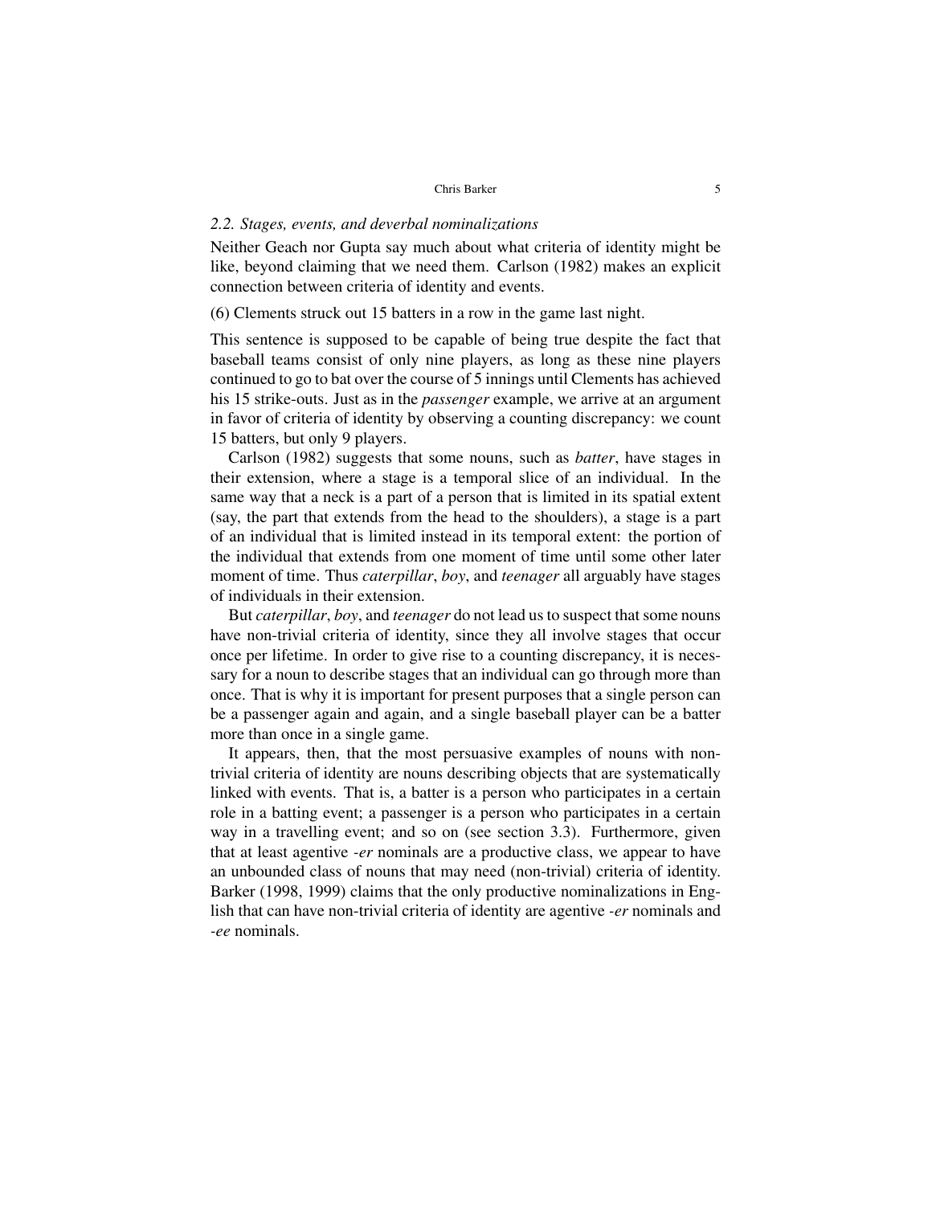### *2.2. Stages, events, and deverbal nominalizations*

Neither Geach nor Gupta say much about what criteria of identity might be like, beyond claiming that we need them. Carlson (1982) makes an explicit connection between criteria of identity and events.

(6) Clements struck out 15 batters in a row in the game last night.

This sentence is supposed to be capable of being true despite the fact that baseball teams consist of only nine players, as long as these nine players continued to go to bat over the course of 5 innings until Clements has achieved his 15 strike-outs. Just as in the *passenger* example, we arrive at an argument in favor of criteria of identity by observing a counting discrepancy: we count 15 batters, but only 9 players.

Carlson (1982) suggests that some nouns, such as *batter*, have stages in their extension, where a stage is a temporal slice of an individual. In the same way that a neck is a part of a person that is limited in its spatial extent (say, the part that extends from the head to the shoulders), a stage is a part of an individual that is limited instead in its temporal extent: the portion of the individual that extends from one moment of time until some other later moment of time. Thus *caterpillar*, *boy*, and *teenager* all arguably have stages of individuals in their extension.

But *caterpillar*, *boy*, and *teenager* do not lead us to suspect that some nouns have non-trivial criteria of identity, since they all involve stages that occur once per lifetime. In order to give rise to a counting discrepancy, it is necessary for a noun to describe stages that an individual can go through more than once. That is why it is important for present purposes that a single person can be a passenger again and again, and a single baseball player can be a batter more than once in a single game.

It appears, then, that the most persuasive examples of nouns with non-trivial criteria of identity are nouns describing objects that are systematically linked with events. That is, a batter is a person who participates in a certain role in a batting event; a passenger is a person who participates in a certain way in a travelling event; and so on (see section 3.3). Furthermore, given that at least agentive *-er* nominals are a productive class, we appear to have an unbounded class of nouns that may need (non-trivial) criteria of identity. Barker (1998, 1999) claims that the only productive nominalizations in English that can have non-trivial criteria of identity are agentive *-er* nominals and *-ee* nominals.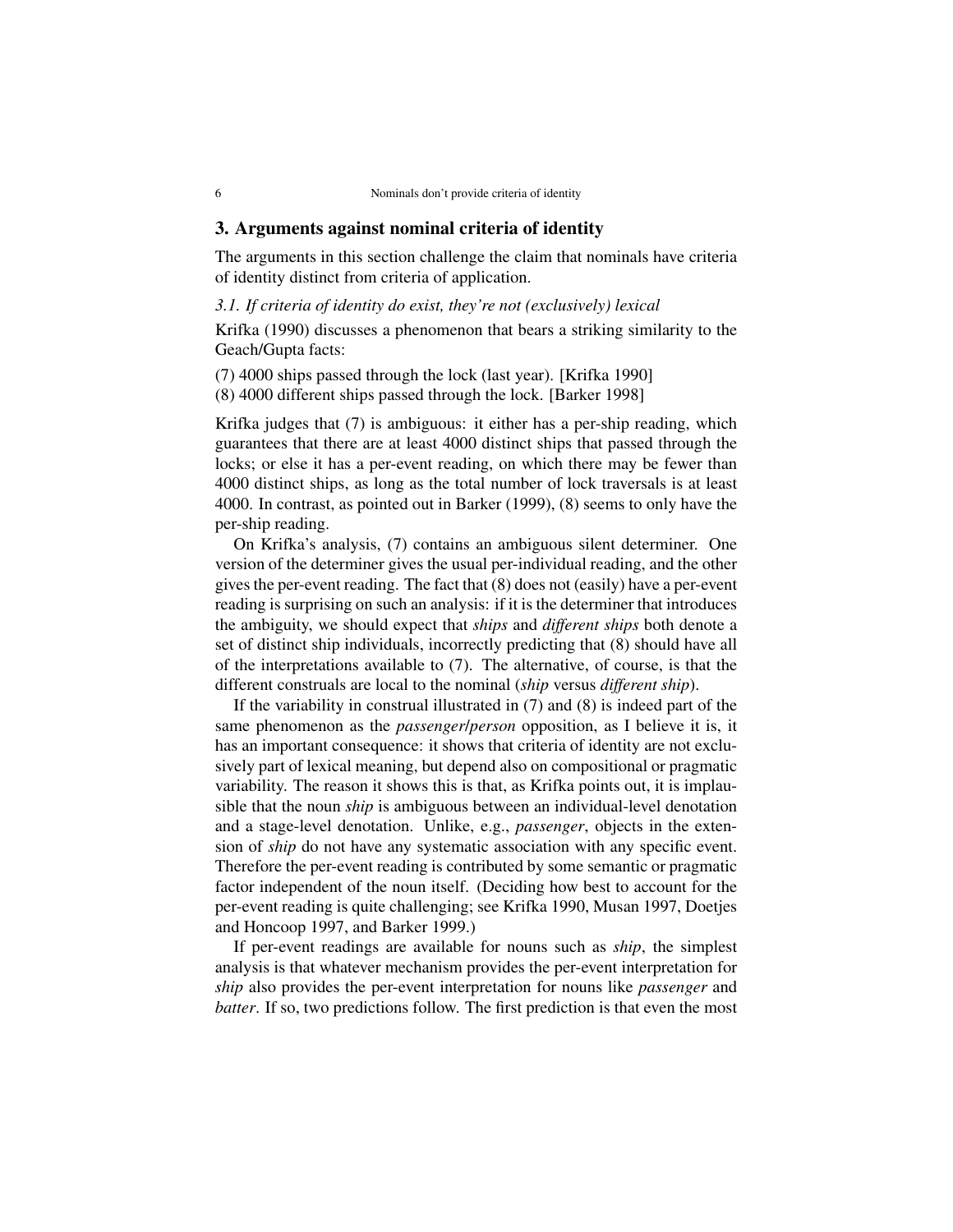## 3. Arguments against nominal criteria of identity

The arguments in this section challenge the claim that nominals have criteria of identity distinct from criteria of application.

### *3.1. If criteria of identity do exist, they're not (exclusively) lexical*

Krifka (1990) discusses a phenomenon that bears a striking similarity to the Geach/Gupta facts:

(7) 4000 ships passed through the lock (last year). [Krifka 1990]
(8) 4000 different ships passed through the lock. [Barker 1998]

Krifka judges that (7) is ambiguous: it either has a per-ship reading, which guarantees that there are at least 4000 distinct ships that passed through the locks; or else it has a per-event reading, on which there may be fewer than 4000 distinct ships, as long as the total number of lock traversals is at least 4000. In contrast, as pointed out in Barker (1999), (8) seems to only have the per-ship reading.

On Krifka's analysis, (7) contains an ambiguous silent determiner. One version of the determiner gives the usual per-individual reading, and the other gives the per-event reading. The fact that (8) does not (easily) have a per-event reading is surprising on such an analysis: if it is the determiner that introduces the ambiguity, we should expect that *ships* and *different ships* both denote a set of distinct ship individuals, incorrectly predicting that (8) should have all of the interpretations available to (7). The alternative, of course, is that the different construals are local to the nominal (*ship* versus *different ship*).

If the variability in construal illustrated in (7) and (8) is indeed part of the same phenomenon as the *passenger*/*person* opposition, as I believe it is, it has an important consequence: it shows that criteria of identity are not exclusively part of lexical meaning, but depend also on compositional or pragmatic variability. The reason it shows this is that, as Krifka points out, it is implausible that the noun *ship* is ambiguous between an individual-level denotation and a stage-level denotation. Unlike, e.g., *passenger*, objects in the extension of *ship* do not have any systematic association with any specific event. Therefore the per-event reading is contributed by some semantic or pragmatic factor independent of the noun itself. (Deciding how best to account for the per-event reading is quite challenging; see Krifka 1990, Musan 1997, Doetjes and Honcoop 1997, and Barker 1999.)

If per-event readings are available for nouns such as *ship*, the simplest analysis is that whatever mechanism provides the per-event interpretation for *ship* also provides the per-event interpretation for nouns like *passenger* and *batter*. If so, two predictions follow. The first prediction is that even the most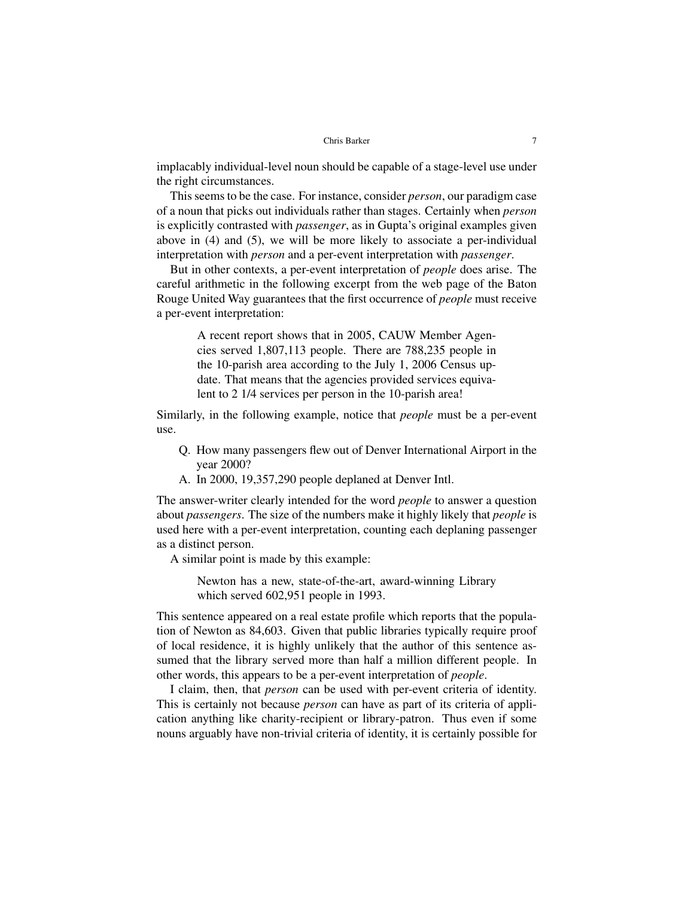implacably individual-level noun should be capable of a stage-level use under the right circumstances.

This seems to be the case. For instance, consider *person*, our paradigm case of a noun that picks out individuals rather than stages. Certainly when *person* is explicitly contrasted with *passenger*, as in Gupta's original examples given above in (4) and (5), we will be more likely to associate a per-individual interpretation with *person* and a per-event interpretation with *passenger*.

But in other contexts, a per-event interpretation of *people* does arise. The careful arithmetic in the following excerpt from the web page of the Baton Rouge United Way guarantees that the first occurrence of *people* must receive a per-event interpretation:

> A recent report shows that in 2005, CAUW Member Agencies served 1,807,113 people. There are 788,235 people in the 10-parish area according to the July 1, 2006 Census update. That means that the agencies provided services equivalent to 2 1/4 services per person in the 10-parish area!

Similarly, in the following example, notice that *people* must be a per-event use.

> Q. How many passengers flew out of Denver International Airport in the year 2000?
>
> A. In 2000, 19,357,290 people deplaned at Denver Intl.

The answer-writer clearly intended for the word *people* to answer a question about *passengers*. The size of the numbers make it highly likely that *people* is used here with a per-event interpretation, counting each deplaning passenger as a distinct person.

A similar point is made by this example:

> Newton has a new, state-of-the-art, award-winning Library which served 602,951 people in 1993.

This sentence appeared on a real estate profile which reports that the population of Newton as 84,603. Given that public libraries typically require proof of local residence, it is highly unlikely that the author of this sentence assumed that the library served more than half a million different people. In other words, this appears to be a per-event interpretation of *people*.

I claim, then, that *person* can be used with per-event criteria of identity. This is certainly not because *person* can have as part of its criteria of application anything like charity-recipient or library-patron. Thus even if some nouns arguably have non-trivial criteria of identity, it is certainly possible for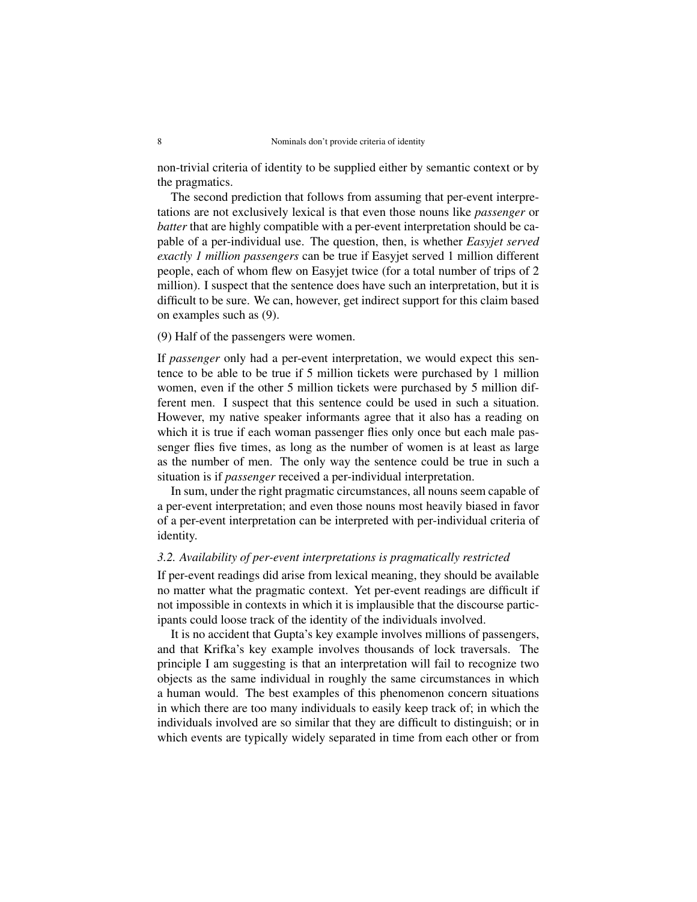non-trivial criteria of identity to be supplied either by semantic context or by the pragmatics.

The second prediction that follows from assuming that per-event interpretations are not exclusively lexical is that even those nouns like *passenger* or *batter* that are highly compatible with a per-event interpretation should be capable of a per-individual use. The question, then, is whether *Easyjet served exactly 1 million passengers* can be true if Easyjet served 1 million different people, each of whom flew on Easyjet twice (for a total number of trips of 2 million). I suspect that the sentence does have such an interpretation, but it is difficult to be sure. We can, however, get indirect support for this claim based on examples such as (9).

(9) Half of the passengers were women.

If *passenger* only had a per-event interpretation, we would expect this sentence to be able to be true if 5 million tickets were purchased by 1 million women, even if the other 5 million tickets were purchased by 5 million different men. I suspect that this sentence could be used in such a situation. However, my native speaker informants agree that it also has a reading on which it is true if each woman passenger flies only once but each male passenger flies five times, as long as the number of women is at least as large as the number of men. The only way the sentence could be true in such a situation is if *passenger* received a per-individual interpretation.

In sum, under the right pragmatic circumstances, all nouns seem capable of a per-event interpretation; and even those nouns most heavily biased in favor of a per-event interpretation can be interpreted with per-individual criteria of identity.

### *3.2. Availability of per-event interpretations is pragmatically restricted*

If per-event readings did arise from lexical meaning, they should be available no matter what the pragmatic context. Yet per-event readings are difficult if not impossible in contexts in which it is implausible that the discourse participants could loose track of the identity of the individuals involved.

It is no accident that Gupta's key example involves millions of passengers, and that Krifka's key example involves thousands of lock traversals. The principle I am suggesting is that an interpretation will fail to recognize two objects as the same individual in roughly the same circumstances in which a human would. The best examples of this phenomenon concern situations in which there are too many individuals to easily keep track of; in which the individuals involved are so similar that they are difficult to distinguish; or in which events are typically widely separated in time from each other or from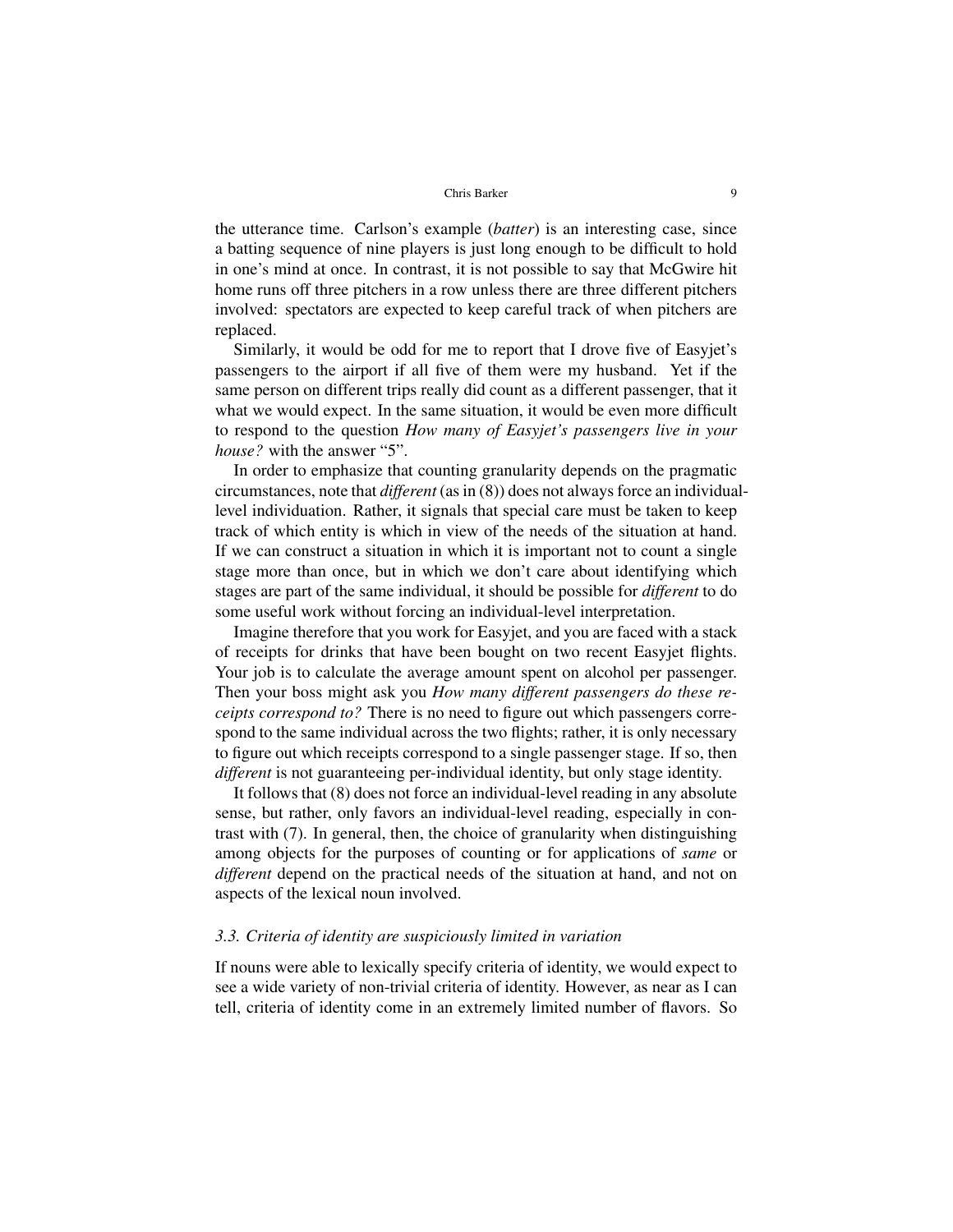the utterance time. Carlson's example (*batter*) is an interesting case, since a batting sequence of nine players is just long enough to be difficult to hold in one's mind at once. In contrast, it is not possible to say that McGwire hit home runs off three pitchers in a row unless there are three different pitchers involved: spectators are expected to keep careful track of when pitchers are replaced.

Similarly, it would be odd for me to report that I drove five of Easyjet's passengers to the airport if all five of them were my husband. Yet if the same person on different trips really did count as a different passenger, that it what we would expect. In the same situation, it would be even more difficult to respond to the question *How many of Easyjet's passengers live in your house?* with the answer "5".

In order to emphasize that counting granularity depends on the pragmatic circumstances, note that *different* (as in (8)) does not always force an individual-level individuation. Rather, it signals that special care must be taken to keep track of which entity is which in view of the needs of the situation at hand. If we can construct a situation in which it is important not to count a single stage more than once, but in which we don't care about identifying which stages are part of the same individual, it should be possible for *different* to do some useful work without forcing an individual-level interpretation.

Imagine therefore that you work for Easyjet, and you are faced with a stack of receipts for drinks that have been bought on two recent Easyjet flights. Your job is to calculate the average amount spent on alcohol per passenger. Then your boss might ask you *How many different passengers do these receipts correspond to?* There is no need to figure out which passengers correspond to the same individual across the two flights; rather, it is only necessary to figure out which receipts correspond to a single passenger stage. If so, then *different* is not guaranteeing per-individual identity, but only stage identity.

It follows that (8) does not force an individual-level reading in any absolute sense, but rather, only favors an individual-level reading, especially in contrast with (7). In general, then, the choice of granularity when distinguishing among objects for the purposes of counting or for applications of *same* or *different* depend on the practical needs of the situation at hand, and not on aspects of the lexical noun involved.

### *3.3. Criteria of identity are suspiciously limited in variation*

If nouns were able to lexically specify criteria of identity, we would expect to see a wide variety of non-trivial criteria of identity. However, as near as I can tell, criteria of identity come in an extremely limited number of flavors. So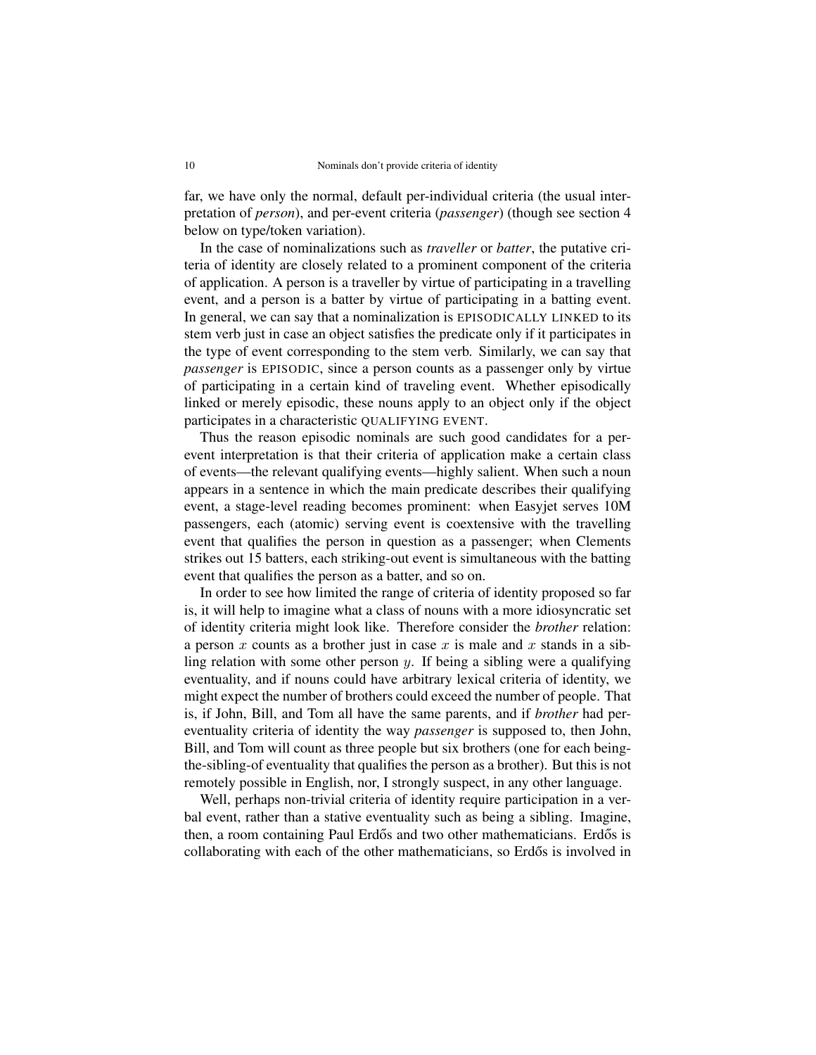far, we have only the normal, default per-individual criteria (the usual interpretation of *person*), and per-event criteria (*passenger*) (though see section 4 below on type/token variation).

In the case of nominalizations such as *traveller* or *batter*, the putative criteria of identity are closely related to a prominent component of the criteria of application. A person is a traveller by virtue of participating in a travelling event, and a person is a batter by virtue of participating in a batting event. In general, we can say that a nominalization is EPISODICALLY LINKED to its stem verb just in case an object satisfies the predicate only if it participates in the type of event corresponding to the stem verb. Similarly, we can say that *passenger* is EPISODIC, since a person counts as a passenger only by virtue of participating in a certain kind of traveling event. Whether episodically linked or merely episodic, these nouns apply to an object only if the object participates in a characteristic QUALIFYING EVENT.

Thus the reason episodic nominals are such good candidates for a per-event interpretation is that their criteria of application make a certain class of events—the relevant qualifying events—highly salient. When such a noun appears in a sentence in which the main predicate describes their qualifying event, a stage-level reading becomes prominent: when Easyjet serves 10M passengers, each (atomic) serving event is coextensive with the travelling event that qualifies the person in question as a passenger; when Clements strikes out 15 batters, each striking-out event is simultaneous with the batting event that qualifies the person as a batter, and so on.

In order to see how limited the range of criteria of identity proposed so far is, it will help to imagine what a class of nouns with a more idiosyncratic set of identity criteria might look like. Therefore consider the *brother* relation: a person $x$ counts as a brother just in case $x$ is male and $x$ stands in a sibling relation with some other person $y$. If being a sibling were a qualifying eventuality, and if nouns could have arbitrary lexical criteria of identity, we might expect the number of brothers could exceed the number of people. That is, if John, Bill, and Tom all have the same parents, and if *brother* had per-eventuality criteria of identity the way *passenger* is supposed to, then John, Bill, and Tom will count as three people but six brothers (one for each being-the-sibling-of eventuality that qualifies the person as a brother). But this is not remotely possible in English, nor, I strongly suspect, in any other language.

Well, perhaps non-trivial criteria of identity require participation in a verbal event, rather than a stative eventuality such as being a sibling. Imagine, then, a room containing Paul Erdős and two other mathematicians. Erdős is collaborating with each of the other mathematicians, so Erdős is involved in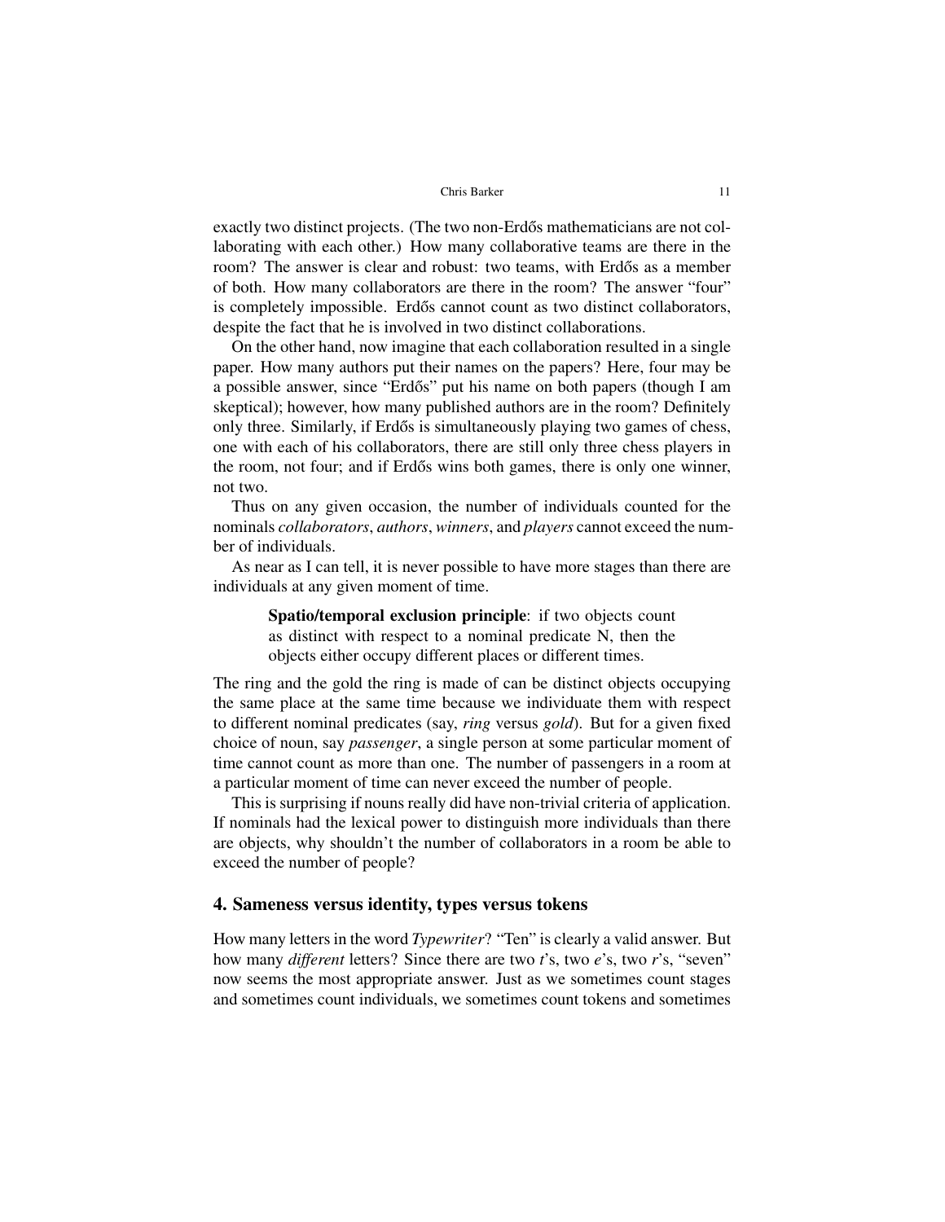exactly two distinct projects. (The two non-Erdős mathematicians are not collaborating with each other.) How many collaborative teams are there in the room? The answer is clear and robust: two teams, with Erdős as a member of both. How many collaborators are there in the room? The answer "four" is completely impossible. Erdős cannot count as two distinct collaborators, despite the fact that he is involved in two distinct collaborations.

On the other hand, now imagine that each collaboration resulted in a single paper. How many authors put their names on the papers? Here, four may be a possible answer, since "Erdős" put his name on both papers (though I am skeptical); however, how many published authors are in the room? Definitely only three. Similarly, if Erdős is simultaneously playing two games of chess, one with each of his collaborators, there are still only three chess players in the room, not four; and if Erdős wins both games, there is only one winner, not two.

Thus on any given occasion, the number of individuals counted for the nominals *collaborators*, *authors*, *winners*, and *players* cannot exceed the number of individuals.

As near as I can tell, it is never possible to have more stages than there are individuals at any given moment of time.

> **Spatio/temporal exclusion principle**: if two objects count as distinct with respect to a nominal predicate N, then the objects either occupy different places or different times.

The ring and the gold the ring is made of can be distinct objects occupying the same place at the same time because we individuate them with respect to different nominal predicates (say, *ring* versus *gold*). But for a given fixed choice of noun, say *passenger*, a single person at some particular moment of time cannot count as more than one. The number of passengers in a room at a particular moment of time can never exceed the number of people.

This is surprising if nouns really did have non-trivial criteria of application. If nominals had the lexical power to distinguish more individuals than there are objects, why shouldn't the number of collaborators in a room be able to exceed the number of people?

## 4. Sameness versus identity, types versus tokens

How many letters in the word *Typewriter*? "Ten" is clearly a valid answer. But how many *different* letters? Since there are two *t*'s, two *e*'s, two *r*'s, "seven" now seems the most appropriate answer. Just as we sometimes count stages and sometimes count individuals, we sometimes count tokens and sometimes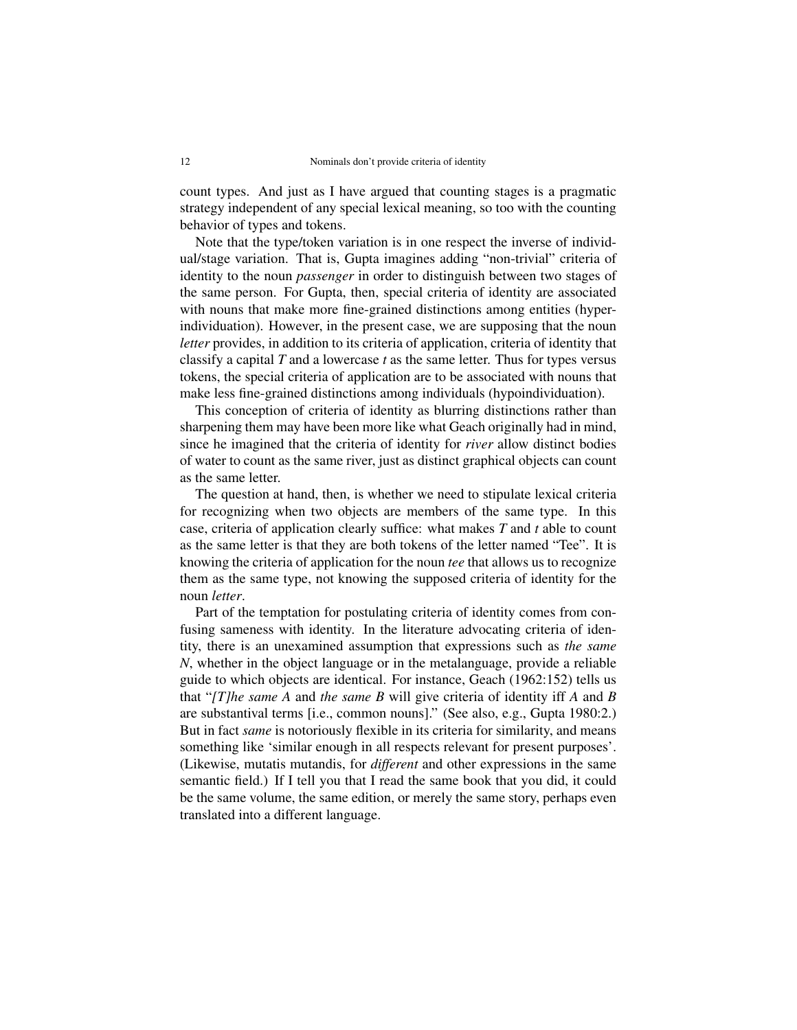count types. And just as I have argued that counting stages is a pragmatic strategy independent of any special lexical meaning, so too with the counting behavior of types and tokens.

Note that the type/token variation is in one respect the inverse of individual/stage variation. That is, Gupta imagines adding "non-trivial" criteria of identity to the noun *passenger* in order to distinguish between two stages of the same person. For Gupta, then, special criteria of identity are associated with nouns that make more fine-grained distinctions among entities (hyperindividuation). However, in the present case, we are supposing that the noun *letter* provides, in addition to its criteria of application, criteria of identity that classify a capital *T* and a lowercase *t* as the same letter. Thus for types versus tokens, the special criteria of application are to be associated with nouns that make less fine-grained distinctions among individuals (hypoindividuation).

This conception of criteria of identity as blurring distinctions rather than sharpening them may have been more like what Geach originally had in mind, since he imagined that the criteria of identity for *river* allow distinct bodies of water to count as the same river, just as distinct graphical objects can count as the same letter.

The question at hand, then, is whether we need to stipulate lexical criteria for recognizing when two objects are members of the same type. In this case, criteria of application clearly suffice: what makes *T* and *t* able to count as the same letter is that they are both tokens of the letter named "Tee". It is knowing the criteria of application for the noun *tee* that allows us to recognize them as the same type, not knowing the supposed criteria of identity for the noun *letter*.

Part of the temptation for postulating criteria of identity comes from confusing sameness with identity. In the literature advocating criteria of identity, there is an unexamined assumption that expressions such as *the same N*, whether in the object language or in the metalanguage, provide a reliable guide to which objects are identical. For instance, Geach (1962:152) tells us that "*[T]he same A* and *the same B* will give criteria of identity iff *A* and *B* are substantival terms [i.e., common nouns]." (See also, e.g., Gupta 1980:2.) But in fact *same* is notoriously flexible in its criteria for similarity, and means something like 'similar enough in all respects relevant for present purposes'. (Likewise, mutatis mutandis, for *different* and other expressions in the same semantic field.) If I tell you that I read the same book that you did, it could be the same volume, the same edition, or merely the same story, perhaps even translated into a different language.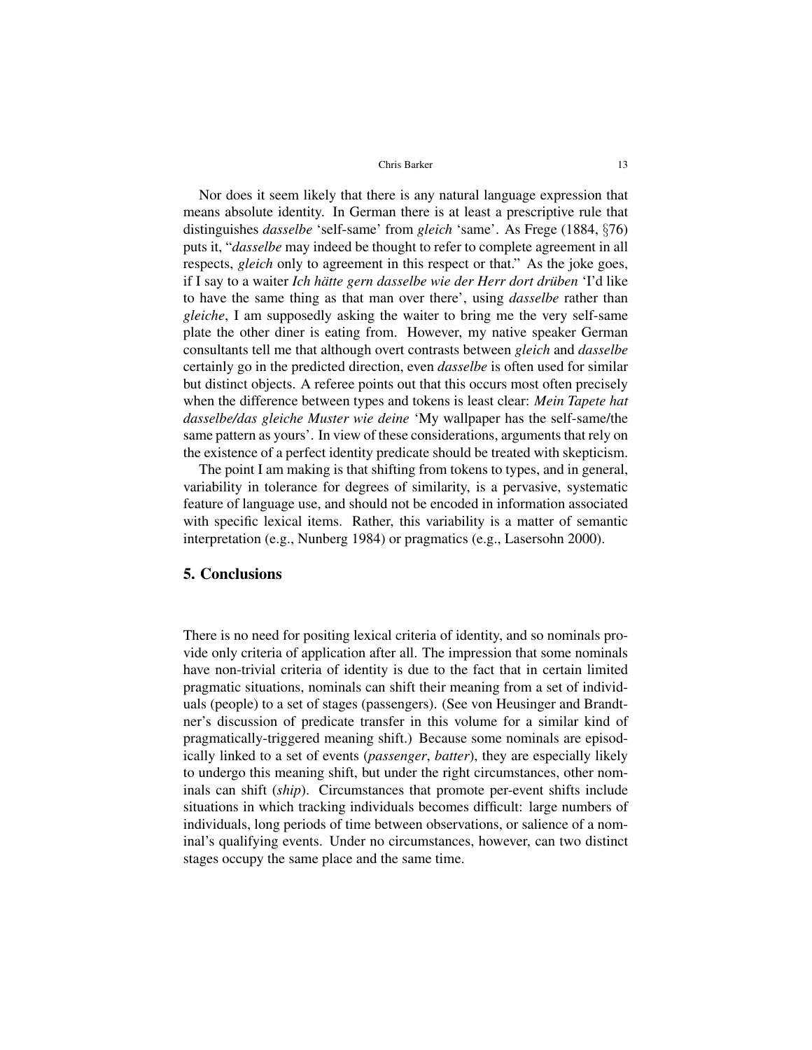Nor does it seem likely that there is any natural language expression that means absolute identity. In German there is at least a prescriptive rule that distinguishes *dasselbe* 'self-same' from *gleich* 'same'. As Frege (1884, §76) puts it, "*dasselbe* may indeed be thought to refer to complete agreement in all respects, *gleich* only to agreement in this respect or that." As the joke goes, if I say to a waiter *Ich hätte gern dasselbe wie der Herr dort drüben* 'I'd like to have the same thing as that man over there', using *dasselbe* rather than *gleiche*, I am supposedly asking the waiter to bring me the very self-same plate the other diner is eating from. However, my native speaker German consultants tell me that although overt contrasts between *gleich* and *dasselbe* certainly go in the predicted direction, even *dasselbe* is often used for similar but distinct objects. A referee points out that this occurs most often precisely when the difference between types and tokens is least clear: *Mein Tapete hat dasselbe/das gleiche Muster wie deine* 'My wallpaper has the self-same/the same pattern as yours'. In view of these considerations, arguments that rely on the existence of a perfect identity predicate should be treated with skepticism.

The point I am making is that shifting from tokens to types, and in general, variability in tolerance for degrees of similarity, is a pervasive, systematic feature of language use, and should not be encoded in information associated with specific lexical items. Rather, this variability is a matter of semantic interpretation (e.g., Nunberg 1984) or pragmatics (e.g., Lasersohn 2000).

## 5. Conclusions

There is no need for positing lexical criteria of identity, and so nominals provide only criteria of application after all. The impression that some nominals have non-trivial criteria of identity is due to the fact that in certain limited pragmatic situations, nominals can shift their meaning from a set of individuals (people) to a set of stages (passengers). (See von Heusinger and Brandtner's discussion of predicate transfer in this volume for a similar kind of pragmatically-triggered meaning shift.) Because some nominals are episodically linked to a set of events (*passenger*, *batter*), they are especially likely to undergo this meaning shift, but under the right circumstances, other nominals can shift (*ship*). Circumstances that promote per-event shifts include situations in which tracking individuals becomes difficult: large numbers of individuals, long periods of time between observations, or salience of a nominal's qualifying events. Under no circumstances, however, can two distinct stages occupy the same place and the same time.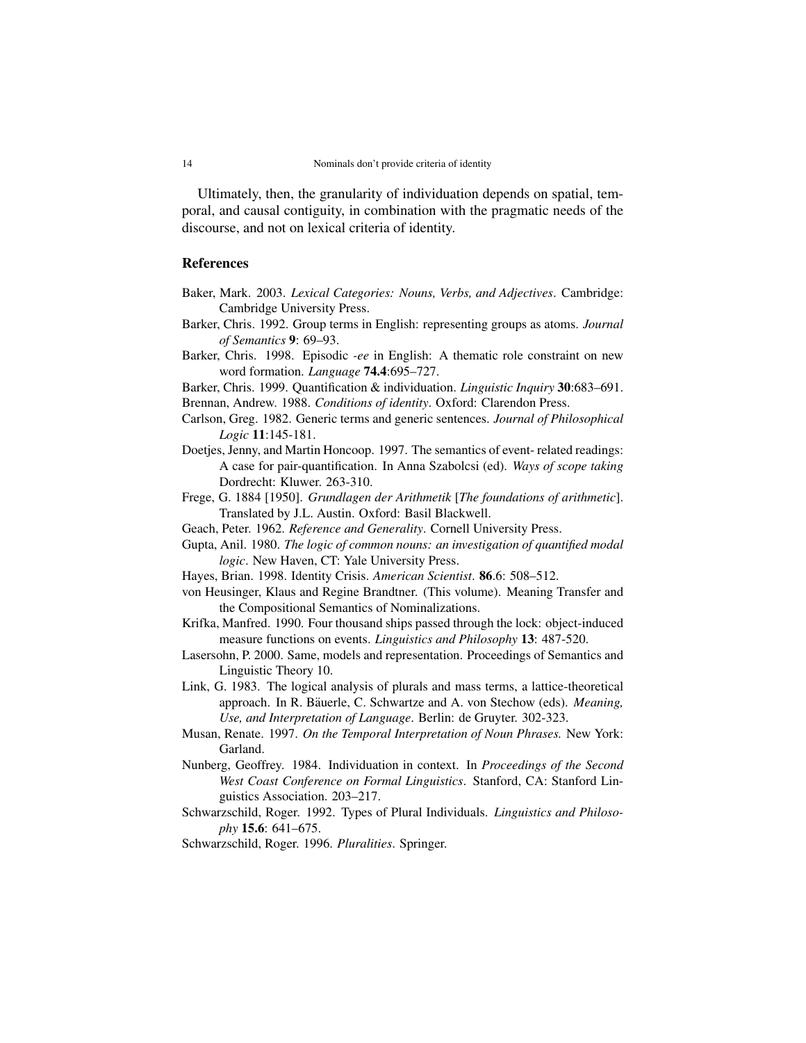Ultimately, then, the granularity of individuation depends on spatial, temporal, and causal contiguity, in combination with the pragmatic needs of the discourse, and not on lexical criteria of identity.

## References

Baker, Mark. 2003. *Lexical Categories: Nouns, Verbs, and Adjectives*. Cambridge: Cambridge University Press.

Barker, Chris. 1992. Group terms in English: representing groups as atoms. *Journal of Semantics* **9**: 69–93.

Barker, Chris. 1998. Episodic *-ee* in English: A thematic role constraint on new word formation. *Language* **74.4**:695–727.

Barker, Chris. 1999. Quantification & individuation. *Linguistic Inquiry* **30**:683–691.

Brennan, Andrew. 1988. *Conditions of identity*. Oxford: Clarendon Press.

Carlson, Greg. 1982. Generic terms and generic sentences. *Journal of Philosophical Logic* **11**:145-181.

Doetjes, Jenny, and Martin Honcoop. 1997. The semantics of event- related readings: A case for pair-quantification. In Anna Szabolcsi (ed). *Ways of scope taking* Dordrecht: Kluwer. 263-310.

Frege, G. 1884 [1950]. *Grundlagen der Arithmetik* [*The foundations of arithmetic*]. Translated by J.L. Austin. Oxford: Basil Blackwell.

Geach, Peter. 1962. *Reference and Generality*. Cornell University Press.

Gupta, Anil. 1980. *The logic of common nouns: an investigation of quantified modal logic*. New Haven, CT: Yale University Press.

Hayes, Brian. 1998. Identity Crisis. *American Scientist*. **86**.6: 508–512.

von Heusinger, Klaus and Regine Brandtner. (This volume). Meaning Transfer and the Compositional Semantics of Nominalizations.

Krifka, Manfred. 1990. Four thousand ships passed through the lock: object-induced measure functions on events. *Linguistics and Philosophy* **13**: 487-520.

Lasersohn, P. 2000. Same, models and representation. Proceedings of Semantics and Linguistic Theory 10.

Link, G. 1983. The logical analysis of plurals and mass terms, a lattice-theoretical approach. In R. Bäuerle, C. Schwartze and A. von Stechow (eds). *Meaning, Use, and Interpretation of Language*. Berlin: de Gruyter. 302-323.

Musan, Renate. 1997. *On the Temporal Interpretation of Noun Phrases.* New York: Garland.

Nunberg, Geoffrey. 1984. Individuation in context. In *Proceedings of the Second West Coast Conference on Formal Linguistics*. Stanford, CA: Stanford Linguistics Association. 203–217.

Schwarzschild, Roger. 1992. Types of Plural Individuals. *Linguistics and Philosophy* **15.6**: 641–675.

Schwarzschild, Roger. 1996. *Pluralities*. Springer.